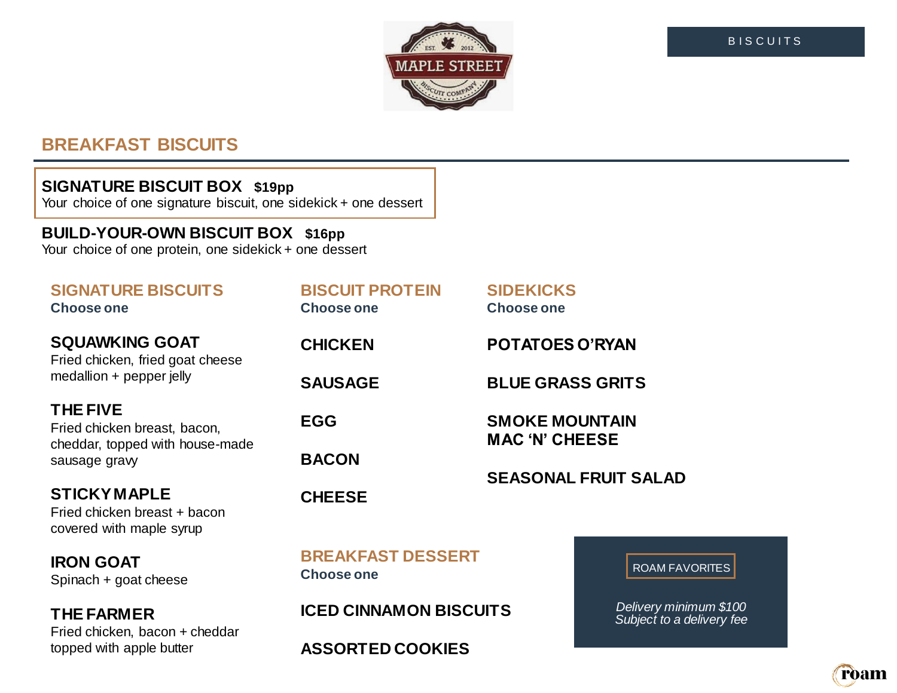BISCUITS

## BREAKFAST BISCUITS

**SIGNATURE BISCUIT BOX** **$19pp**
Your choice of one signature biscuit, one sidekick + one dessert

**BUILD-YOUR-OWN BISCUIT BOX** **$16pp**
Your choice of one protein, one sidekick + one dessert

### SIGNATURE BISCUITS
**Choose one**

**SQUAWKING GOAT**
Fried chicken, fried goat cheese medallion + pepper jelly

**THE FIVE**
Fried chicken breast, bacon, cheddar, topped with house-made sausage gravy

**STICKY MAPLE**
Fried chicken breast + bacon covered with maple syrup

**IRON GOAT**
Spinach + goat cheese

**THE FARMER**
Fried chicken, bacon + cheddar topped with apple butter

### BISCUIT PROTEIN
**Choose one**

**CHICKEN**

**SAUSAGE**

**EGG**

**BACON**

**CHEESE**

### SIDEKICKS
**Choose one**

**POTATOES O'RYAN**

**BLUE GRASS GRITS**

**SMOKE MOUNTAIN MAC 'N' CHEESE**

**SEASONAL FRUIT SALAD**

### BREAKFAST DESSERT
**Choose one**

**ICED CINNAMON BISCUITS**

**ASSORTED COOKIES**

ROAM FAVORITES

*Delivery minimum $100*
*Subject to a delivery fee*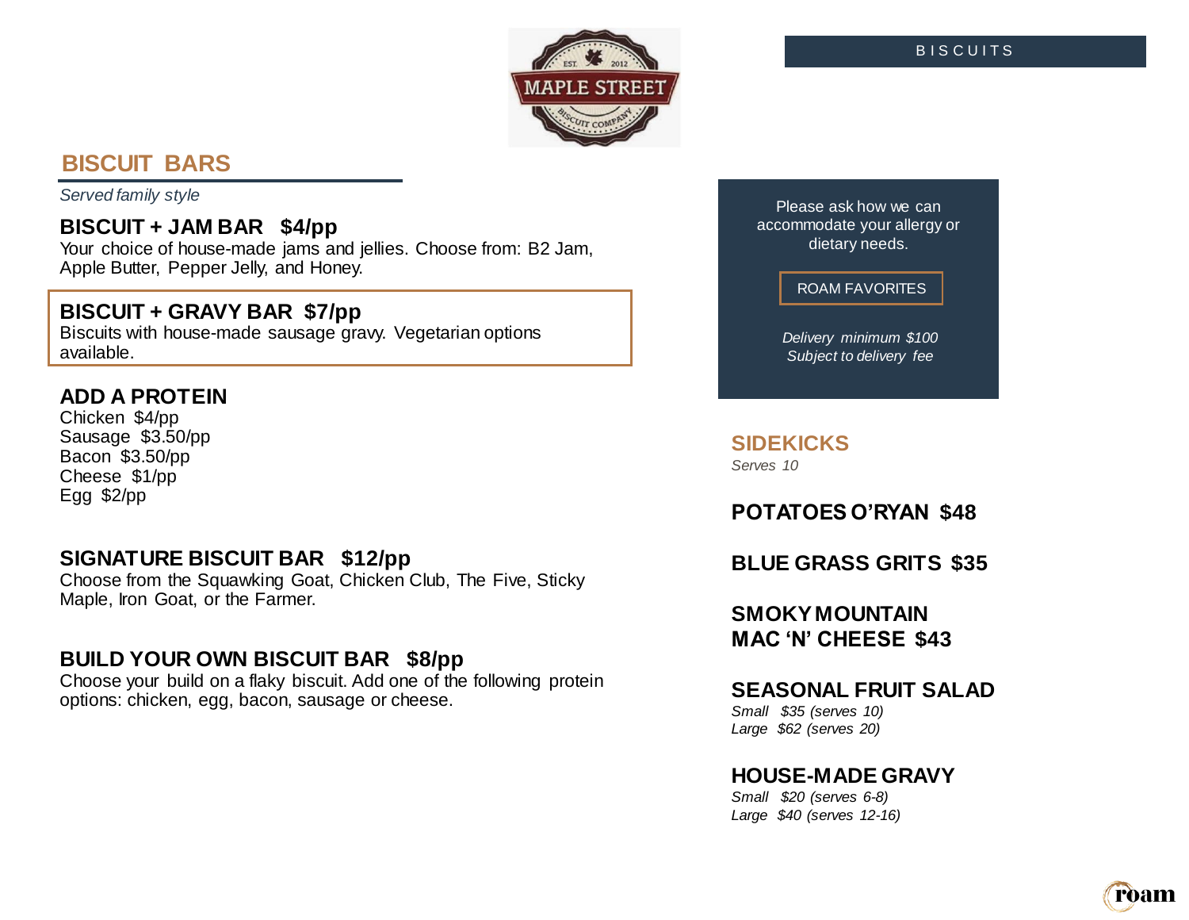MAPLE STREET BISCUIT COMPANY

BISCUITS

## BISCUIT BARS

*Served family style*

### BISCUIT + JAM BAR $4/pp

Your choice of house-made jams and jellies. Choose from: B2 Jam, Apple Butter, Pepper Jelly, and Honey.

### BISCUIT + GRAVY BAR $7/pp

Biscuits with house-made sausage gravy. Vegetarian options available.

### ADD A PROTEIN

Chicken $4/pp
Sausage $3.50/pp
Bacon $3.50/pp
Cheese $1/pp
Egg $2/pp

### SIGNATURE BISCUIT BAR $12/pp

Choose from the Squawking Goat, Chicken Club, The Five, Sticky Maple, Iron Goat, or the Farmer.

### BUILD YOUR OWN BISCUIT BAR $8/pp

Choose your build on a flaky biscuit. Add one of the following protein options: chicken, egg, bacon, sausage or cheese.

Please ask how we can accommodate your allergy or dietary needs.

ROAM FAVORITES

*Delivery minimum $100*
*Subject to delivery fee*

## SIDEKICKS

*Serves 10*

### POTATOES O'RYAN $48

### BLUE GRASS GRITS $35

### SMOKY MOUNTAIN MAC 'N' CHEESE $43

### SEASONAL FRUIT SALAD

*Small $35 (serves 10)*
*Large $62 (serves 20)*

### HOUSE-MADE GRAVY

*Small $20 (serves 6-8)*
*Large $40 (serves 12-16)*

roam